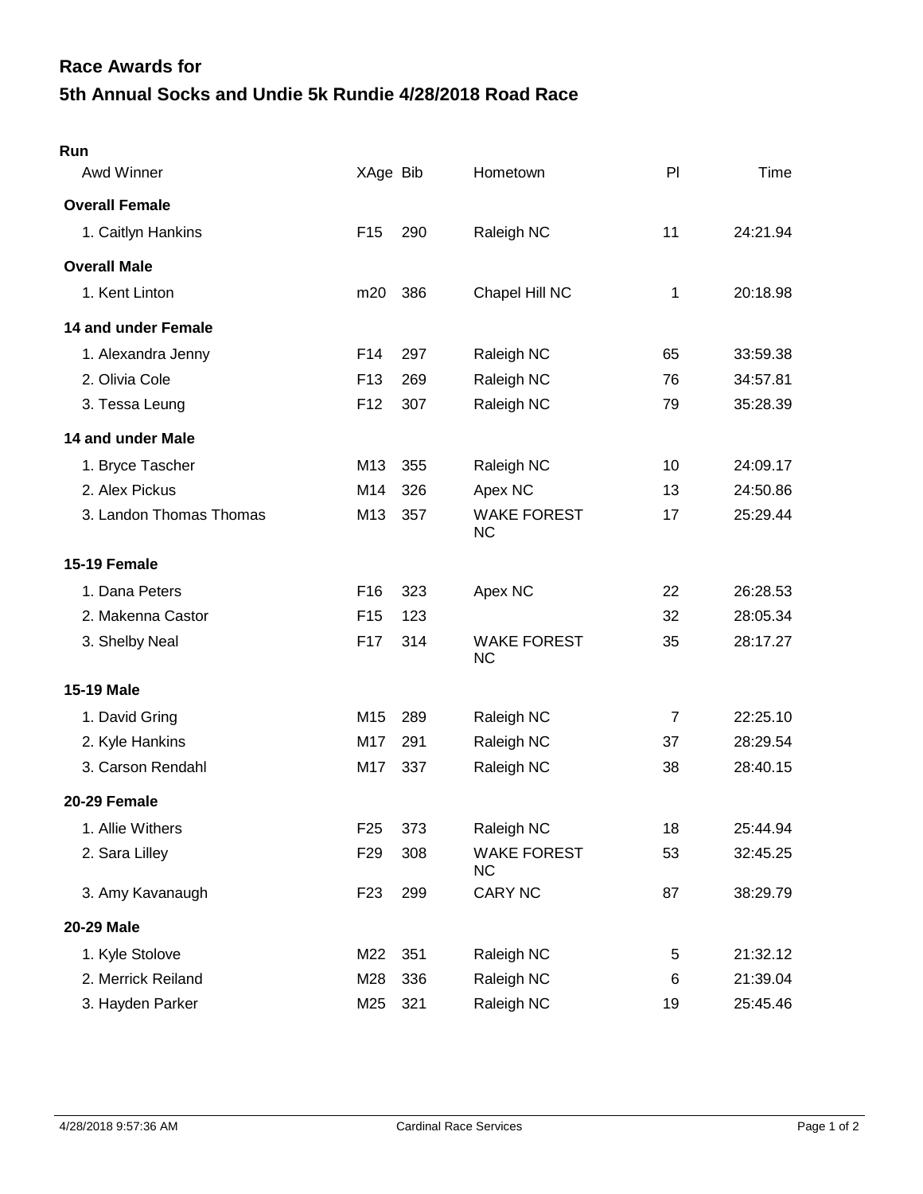# Race Awards for

# 5th Annual Socks and Undie 5k Rundie 4/28/2018 Road Race

## Run

| Awd Winner | XAge | Bib | Hometown | Pl | Time |
|---|---|---|---|---|---|
| **Overall Female** | | | | | |
| 1. Caitlyn Hankins | F15 | 290 | Raleigh NC | 11 | 24:21.94 |
| **Overall Male** | | | | | |
| 1. Kent Linton | m20 | 386 | Chapel Hill NC | 1 | 20:18.98 |
| **14 and under Female** | | | | | |
| 1. Alexandra Jenny | F14 | 297 | Raleigh NC | 65 | 33:59.38 |
| 2. Olivia Cole | F13 | 269 | Raleigh NC | 76 | 34:57.81 |
| 3. Tessa Leung | F12 | 307 | Raleigh NC | 79 | 35:28.39 |
| **14 and under Male** | | | | | |
| 1. Bryce Tascher | M13 | 355 | Raleigh NC | 10 | 24:09.17 |
| 2. Alex Pickus | M14 | 326 | Apex NC | 13 | 24:50.86 |
| 3. Landon Thomas Thomas | M13 | 357 | WAKE FOREST NC | 17 | 25:29.44 |
| **15-19 Female** | | | | | |
| 1. Dana Peters | F16 | 323 | Apex NC | 22 | 26:28.53 |
| 2. Makenna Castor | F15 | 123 | | 32 | 28:05.34 |
| 3. Shelby Neal | F17 | 314 | WAKE FOREST NC | 35 | 28:17.27 |
| **15-19 Male** | | | | | |
| 1. David Gring | M15 | 289 | Raleigh NC | 7 | 22:25.10 |
| 2. Kyle Hankins | M17 | 291 | Raleigh NC | 37 | 28:29.54 |
| 3. Carson Rendahl | M17 | 337 | Raleigh NC | 38 | 28:40.15 |
| **20-29 Female** | | | | | |
| 1. Allie Withers | F25 | 373 | Raleigh NC | 18 | 25:44.94 |
| 2. Sara Lilley | F29 | 308 | WAKE FOREST NC | 53 | 32:45.25 |
| 3. Amy Kavanaugh | F23 | 299 | CARY NC | 87 | 38:29.79 |
| **20-29 Male** | | | | | |
| 1. Kyle Stolove | M22 | 351 | Raleigh NC | 5 | 21:32.12 |
| 2. Merrick Reiland | M28 | 336 | Raleigh NC | 6 | 21:39.04 |
| 3. Hayden Parker | M25 | 321 | Raleigh NC | 19 | 25:45.46 |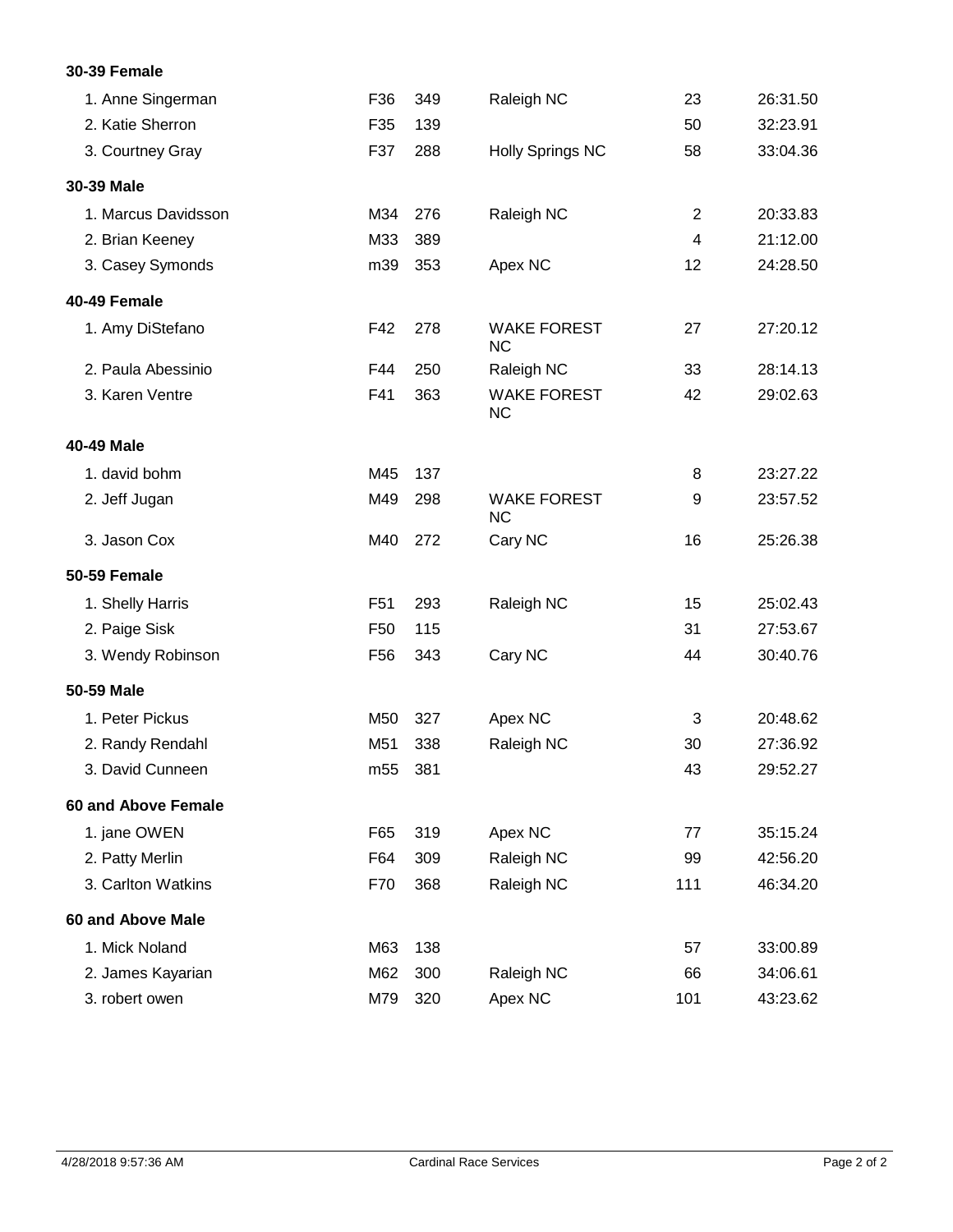**30-39 Female**

| | | | | | |
|---|---|---|---|---|---|
| 1. Anne Singerman | F36 | 349 | Raleigh NC | 23 | 26:31.50 |
| 2. Katie Sherron | F35 | 139 | | 50 | 32:23.91 |
| 3. Courtney Gray | F37 | 288 | Holly Springs NC | 58 | 33:04.36 |

**30-39 Male**

| | | | | | |
|---|---|---|---|---|---|
| 1. Marcus Davidsson | M34 | 276 | Raleigh NC | 2 | 20:33.83 |
| 2. Brian Keeney | M33 | 389 | | 4 | 21:12.00 |
| 3. Casey Symonds | m39 | 353 | Apex NC | 12 | 24:28.50 |

**40-49 Female**

| | | | | | |
|---|---|---|---|---|---|
| 1. Amy DiStefano | F42 | 278 | WAKE FOREST NC | 27 | 27:20.12 |
| 2. Paula Abessinio | F44 | 250 | Raleigh NC | 33 | 28:14.13 |
| 3. Karen Ventre | F41 | 363 | WAKE FOREST NC | 42 | 29:02.63 |

**40-49 Male**

| | | | | | |
|---|---|---|---|---|---|
| 1. david bohm | M45 | 137 | | 8 | 23:27.22 |
| 2. Jeff Jugan | M49 | 298 | WAKE FOREST NC | 9 | 23:57.52 |
| 3. Jason Cox | M40 | 272 | Cary NC | 16 | 25:26.38 |

**50-59 Female**

| | | | | | |
|---|---|---|---|---|---|
| 1. Shelly Harris | F51 | 293 | Raleigh NC | 15 | 25:02.43 |
| 2. Paige Sisk | F50 | 115 | | 31 | 27:53.67 |
| 3. Wendy Robinson | F56 | 343 | Cary NC | 44 | 30:40.76 |

**50-59 Male**

| | | | | | |
|---|---|---|---|---|---|
| 1. Peter Pickus | M50 | 327 | Apex NC | 3 | 20:48.62 |
| 2. Randy Rendahl | M51 | 338 | Raleigh NC | 30 | 27:36.92 |
| 3. David Cunneen | m55 | 381 | | 43 | 29:52.27 |

**60 and Above Female**

| | | | | | |
|---|---|---|---|---|---|
| 1. jane OWEN | F65 | 319 | Apex NC | 77 | 35:15.24 |
| 2. Patty Merlin | F64 | 309 | Raleigh NC | 99 | 42:56.20 |
| 3. Carlton Watkins | F70 | 368 | Raleigh NC | 111 | 46:34.20 |

**60 and Above Male**

| | | | | | |
|---|---|---|---|---|---|
| 1. Mick Noland | M63 | 138 | | 57 | 33:00.89 |
| 2. James Kayarian | M62 | 300 | Raleigh NC | 66 | 34:06.61 |
| 3. robert owen | M79 | 320 | Apex NC | 101 | 43:23.62 |